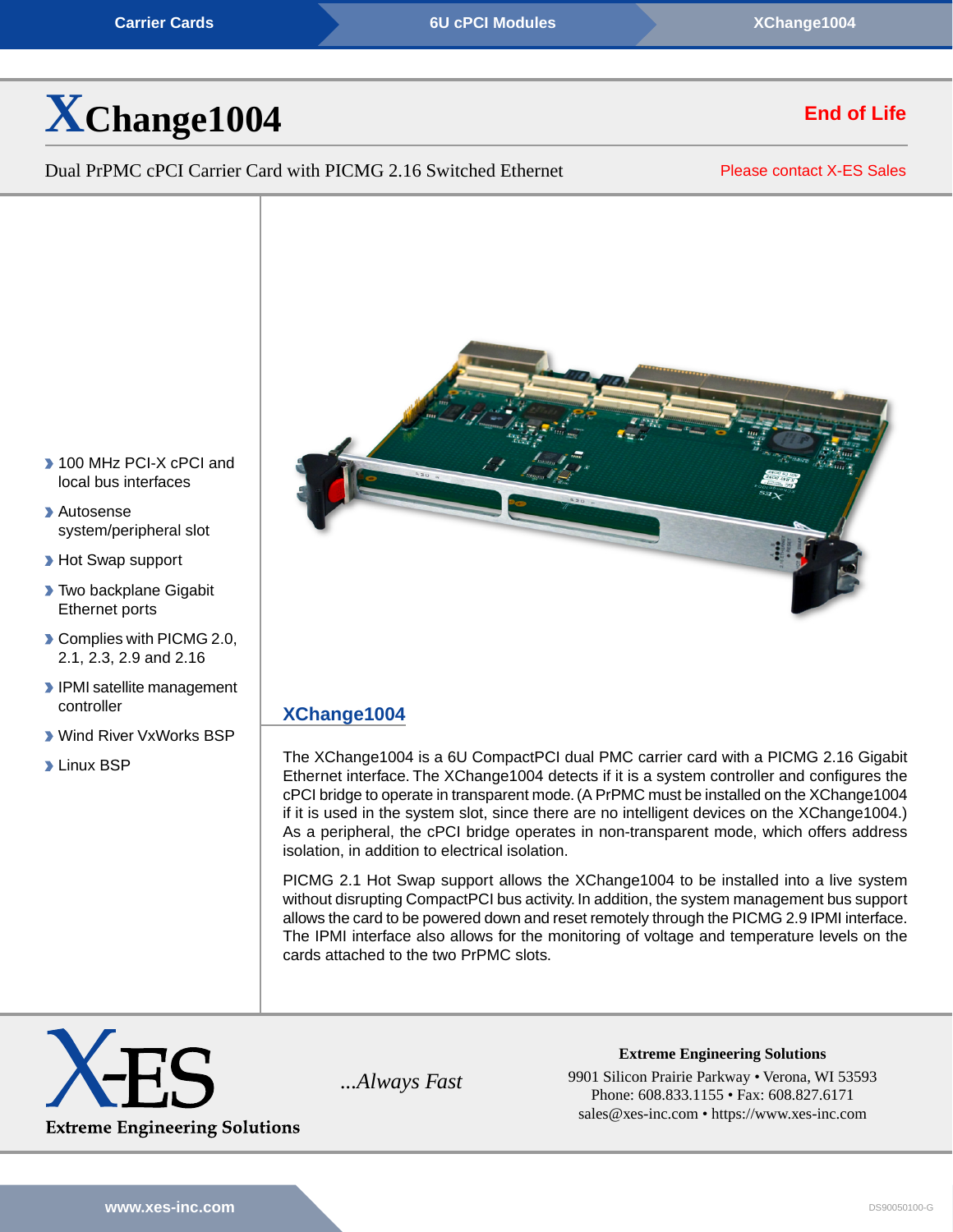# XChange1004

**End of Life**

Dual PrPMC cPCI Carrier Card with PICMG 2.16 Switched Ethernet

Please contact X-ES Sales

- 100 MHz PCI-X cPCI and local bus interfaces
- Autosense system/peripheral slot
- Hot Swap support
- Two backplane Gigabit Ethernet ports
- Complies with PICMG 2.0, 2.1, 2.3, 2.9 and 2.16
- IPMI satellite management controller
- Wind River VxWorks BSP
- Linux BSP

## XChange1004

The XChange1004 is a 6U CompactPCI dual PMC carrier card with a PICMG 2.16 Gigabit Ethernet interface. The XChange1004 detects if it is a system controller and configures the cPCI bridge to operate in transparent mode. (A PrPMC must be installed on the XChange1004 if it is used in the system slot, since there are no intelligent devices on the XChange1004.) As a peripheral, the cPCI bridge operates in non-transparent mode, which offers address isolation, in addition to electrical isolation.

PICMG 2.1 Hot Swap support allows the XChange1004 to be installed into a live system without disrupting CompactPCI bus activity. In addition, the system management bus support allows the card to be powered down and reset remotely through the PICMG 2.9 IPMI interface. The IPMI interface also allows for the monitoring of voltage and temperature levels on the cards attached to the two PrPMC slots.

X-ES
Extreme Engineering Solutions

*...Always Fast*

**Extreme Engineering Solutions**
9901 Silicon Prairie Parkway • Verona, WI 53593
Phone: 608.833.1155 • Fax: 608.827.6171
sales@xes-inc.com • https://www.xes-inc.com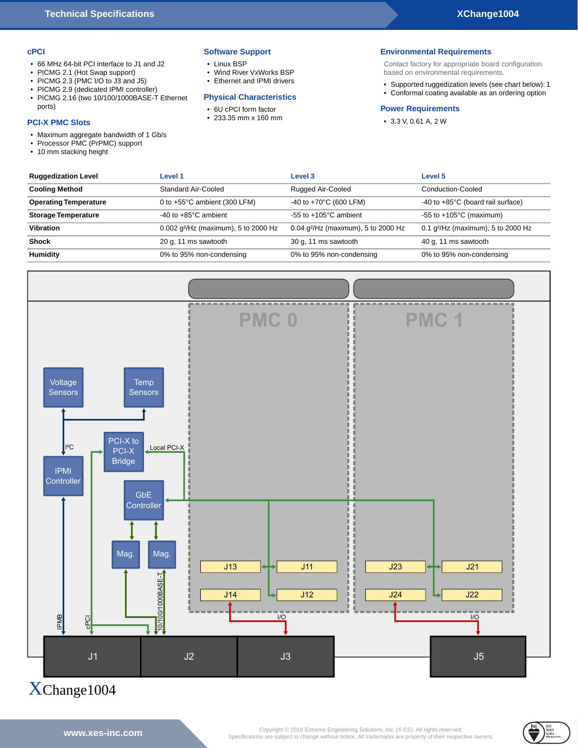## Technical Specifications

### cPCI

- 66 MHz 64-bit PCI interface to J1 and J2
- PICMG 2.1 (Hot Swap support)
- PICMG 2.3 (PMC I/O to J3 and J5)
- PICMG 2.9 (dedicated IPMI controller)
- PICMG 2.16 (two 10/100/1000BASE-T Ethernet ports)

### PCI-X PMC Slots

- Maximum aggregate bandwidth of 1 Gb/s
- Processor PMC (PrPMC) support
- 10 mm stacking height

### Software Support

- Linux BSP
- Wind River VxWorks BSP
- Ethernet and IPMI drivers

### Physical Characteristics

- 6U cPCI form factor
- 233.35 mm x 160 mm

### Environmental Requirements

Contact factory for appropriate board configuration based on environmental requirements.

- Supported ruggedization levels (see chart below): 1
- Conformal coating available as an ordering option

### Power Requirements

- 3.3 V, 0.61 A, 2 W

| Ruggedization Level | Level 1 | Level 3 | Level 5 |
|---|---|---|---|
| Cooling Method | Standard Air-Cooled | Rugged Air-Cooled | Conduction-Cooled |
| Operating Temperature | 0 to +55°C ambient (300 LFM) | -40 to +70°C (600 LFM) | -40 to +85°C (board rail surface) |
| Storage Temperature | -40 to +85°C ambient | -55 to +105°C ambient | -55 to +105°C (maximum) |
| Vibration | 0.002 g²/Hz (maximum), 5 to 2000 Hz | 0.04 g²/Hz (maximum), 5 to 2000 Hz | 0.1 g²/Hz (maximum), 5 to 2000 Hz |
| Shock | 20 g, 11 ms sawtooth | 30 g, 11 ms sawtooth | 40 g, 11 ms sawtooth |
| Humidity | 0% to 95% non-condensing | 0% to 95% non-condensing | 0% to 95% non-condensing |

PMC 0
PMC 1
Voltage Sensors
Temp Sensors
I²C
IPMI Controller
PCI-X to PCI-X Bridge
Local PCI-X
GbE Controller
Mag.
Mag.
J13
J11
J14
J12
J23
J21
J24
J22
I/O
I/O
IPMB
cPCI
10/100/1000BASE-T
J1
J2
J3
J5

XChange1004

www.xes-inc.com

Copyright © 2018 Extreme Engineering Solutions, Inc. (X-ES). All rights reserved.
Specifications are subject to change without notice. All trademarks are property of their respective owners.